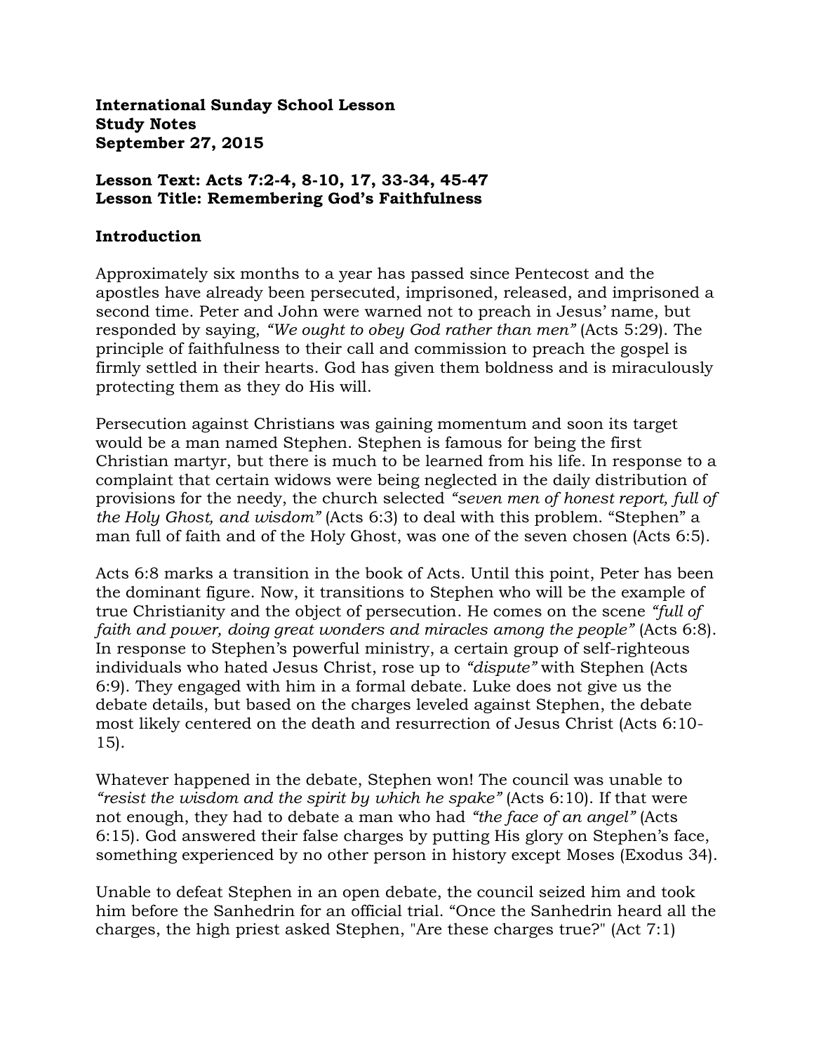**International Sunday School Lesson**
**Study Notes**
**September 27, 2015**

**Lesson Text: Acts 7:2-4, 8-10, 17, 33-34, 45-47**
**Lesson Title: Remembering God's Faithfulness**

## Introduction

Approximately six months to a year has passed since Pentecost and the apostles have already been persecuted, imprisoned, released, and imprisoned a second time. Peter and John were warned not to preach in Jesus' name, but responded by saying, *"We ought to obey God rather than men"* (Acts 5:29). The principle of faithfulness to their call and commission to preach the gospel is firmly settled in their hearts. God has given them boldness and is miraculously protecting them as they do His will.

Persecution against Christians was gaining momentum and soon its target would be a man named Stephen. Stephen is famous for being the first Christian martyr, but there is much to be learned from his life. In response to a complaint that certain widows were being neglected in the daily distribution of provisions for the needy, the church selected *"seven men of honest report, full of the Holy Ghost, and wisdom"* (Acts 6:3) to deal with this problem. "Stephen" a man full of faith and of the Holy Ghost, was one of the seven chosen (Acts 6:5).

Acts 6:8 marks a transition in the book of Acts. Until this point, Peter has been the dominant figure. Now, it transitions to Stephen who will be the example of true Christianity and the object of persecution. He comes on the scene *"full of faith and power, doing great wonders and miracles among the people"* (Acts 6:8). In response to Stephen's powerful ministry, a certain group of self-righteous individuals who hated Jesus Christ, rose up to *"dispute"* with Stephen (Acts 6:9). They engaged with him in a formal debate. Luke does not give us the debate details, but based on the charges leveled against Stephen, the debate most likely centered on the death and resurrection of Jesus Christ (Acts 6:10-15).

Whatever happened in the debate, Stephen won! The council was unable to *"resist the wisdom and the spirit by which he spake"* (Acts 6:10). If that were not enough, they had to debate a man who had *"the face of an angel"* (Acts 6:15). God answered their false charges by putting His glory on Stephen's face, something experienced by no other person in history except Moses (Exodus 34).

Unable to defeat Stephen in an open debate, the council seized him and took him before the Sanhedrin for an official trial. "Once the Sanhedrin heard all the charges, the high priest asked Stephen, "Are these charges true?" (Act 7:1)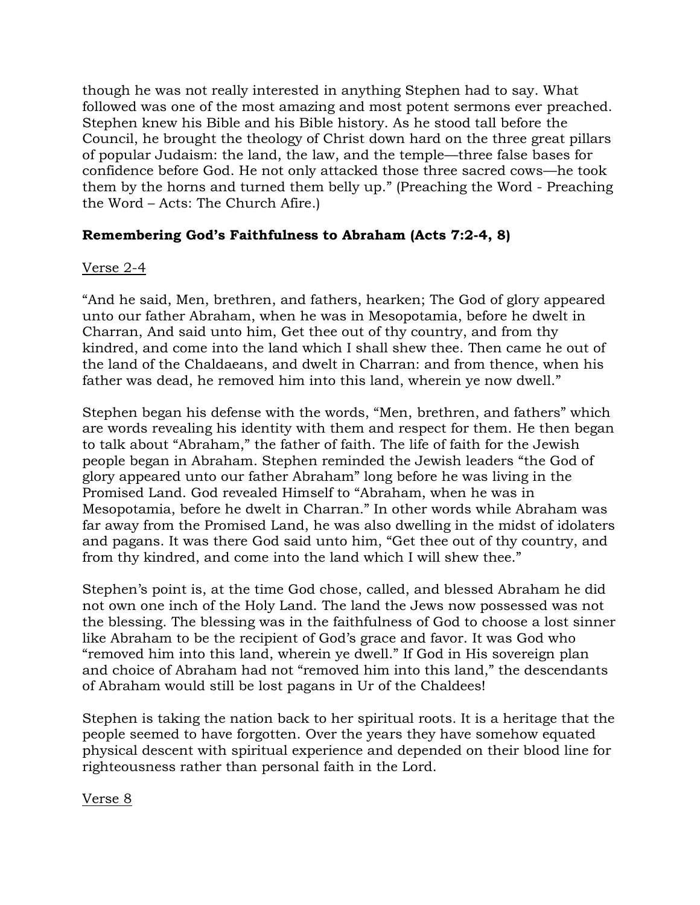though he was not really interested in anything Stephen had to say. What followed was one of the most amazing and most potent sermons ever preached. Stephen knew his Bible and his Bible history. As he stood tall before the Council, he brought the theology of Christ down hard on the three great pillars of popular Judaism: the land, the law, and the temple—three false bases for confidence before God. He not only attacked those three sacred cows—he took them by the horns and turned them belly up." (Preaching the Word - Preaching the Word – Acts: The Church Afire.)

**Remembering God's Faithfulness to Abraham (Acts 7:2-4, 8)**

Verse 2-4

"And he said, Men, brethren, and fathers, hearken; The God of glory appeared unto our father Abraham, when he was in Mesopotamia, before he dwelt in Charran, And said unto him, Get thee out of thy country, and from thy kindred, and come into the land which I shall shew thee. Then came he out of the land of the Chaldaeans, and dwelt in Charran: and from thence, when his father was dead, he removed him into this land, wherein ye now dwell."

Stephen began his defense with the words, "Men, brethren, and fathers" which are words revealing his identity with them and respect for them. He then began to talk about "Abraham," the father of faith. The life of faith for the Jewish people began in Abraham. Stephen reminded the Jewish leaders "the God of glory appeared unto our father Abraham" long before he was living in the Promised Land. God revealed Himself to "Abraham, when he was in Mesopotamia, before he dwelt in Charran." In other words while Abraham was far away from the Promised Land, he was also dwelling in the midst of idolaters and pagans. It was there God said unto him, "Get thee out of thy country, and from thy kindred, and come into the land which I will shew thee."

Stephen's point is, at the time God chose, called, and blessed Abraham he did not own one inch of the Holy Land. The land the Jews now possessed was not the blessing. The blessing was in the faithfulness of God to choose a lost sinner like Abraham to be the recipient of God's grace and favor. It was God who "removed him into this land, wherein ye dwell." If God in His sovereign plan and choice of Abraham had not "removed him into this land," the descendants of Abraham would still be lost pagans in Ur of the Chaldees!

Stephen is taking the nation back to her spiritual roots. It is a heritage that the people seemed to have forgotten. Over the years they have somehow equated physical descent with spiritual experience and depended on their blood line for righteousness rather than personal faith in the Lord.

Verse 8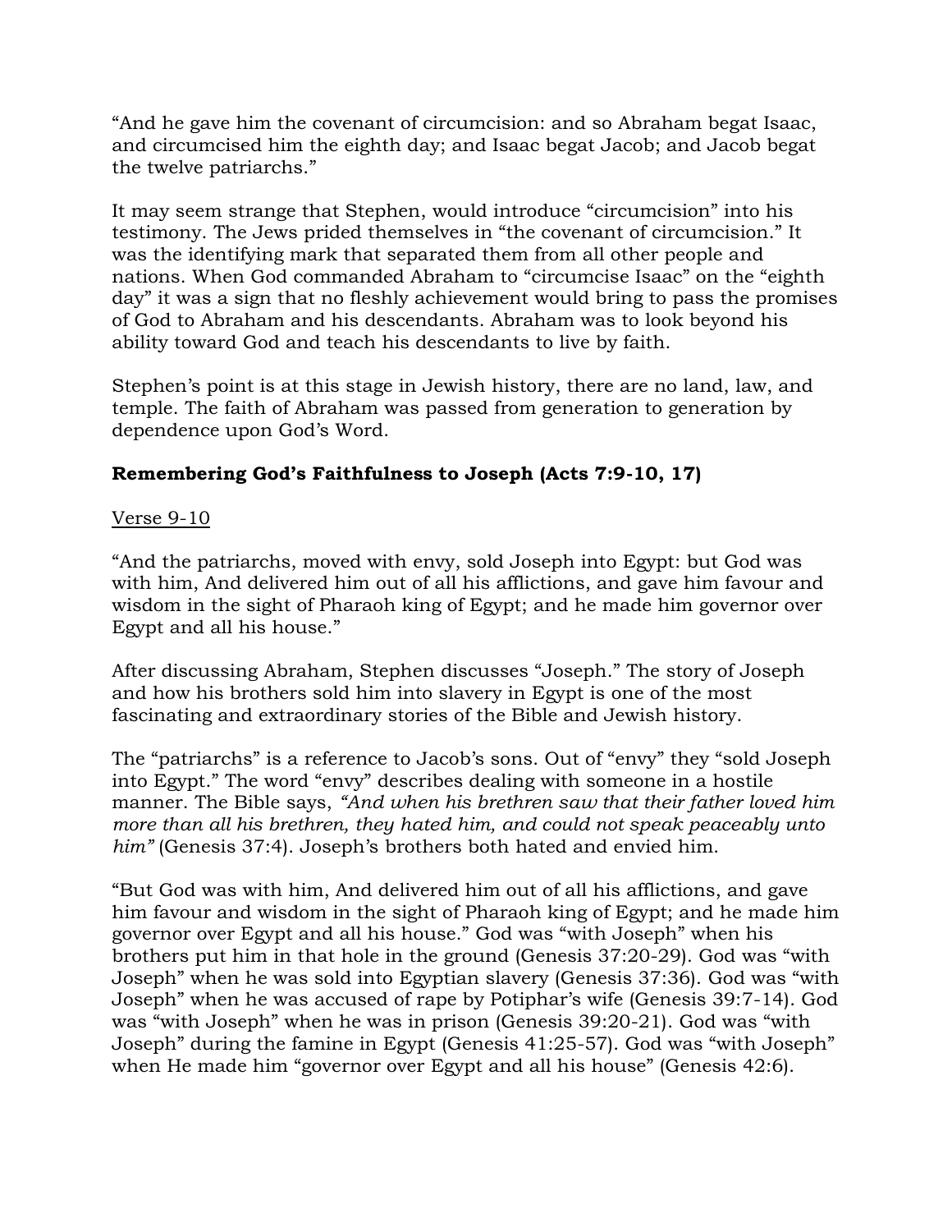"And he gave him the covenant of circumcision: and so Abraham begat Isaac, and circumcised him the eighth day; and Isaac begat Jacob; and Jacob begat the twelve patriarchs."

It may seem strange that Stephen, would introduce "circumcision" into his testimony. The Jews prided themselves in "the covenant of circumcision." It was the identifying mark that separated them from all other people and nations. When God commanded Abraham to "circumcise Isaac" on the "eighth day" it was a sign that no fleshly achievement would bring to pass the promises of God to Abraham and his descendants. Abraham was to look beyond his ability toward God and teach his descendants to live by faith.

Stephen's point is at this stage in Jewish history, there are no land, law, and temple. The faith of Abraham was passed from generation to generation by dependence upon God's Word.

**Remembering God's Faithfulness to Joseph (Acts 7:9-10, 17)**

Verse 9-10

"And the patriarchs, moved with envy, sold Joseph into Egypt: but God was with him, And delivered him out of all his afflictions, and gave him favour and wisdom in the sight of Pharaoh king of Egypt; and he made him governor over Egypt and all his house."

After discussing Abraham, Stephen discusses "Joseph." The story of Joseph and how his brothers sold him into slavery in Egypt is one of the most fascinating and extraordinary stories of the Bible and Jewish history.

The "patriarchs" is a reference to Jacob's sons. Out of "envy" they "sold Joseph into Egypt." The word "envy" describes dealing with someone in a hostile manner. The Bible says, *"And when his brethren saw that their father loved him more than all his brethren, they hated him, and could not speak peaceably unto him"* (Genesis 37:4). Joseph's brothers both hated and envied him.

"But God was with him, And delivered him out of all his afflictions, and gave him favour and wisdom in the sight of Pharaoh king of Egypt; and he made him governor over Egypt and all his house." God was "with Joseph" when his brothers put him in that hole in the ground (Genesis 37:20-29). God was "with Joseph" when he was sold into Egyptian slavery (Genesis 37:36). God was "with Joseph" when he was accused of rape by Potiphar's wife (Genesis 39:7-14). God was "with Joseph" when he was in prison (Genesis 39:20-21). God was "with Joseph" during the famine in Egypt (Genesis 41:25-57). God was "with Joseph" when He made him "governor over Egypt and all his house" (Genesis 42:6).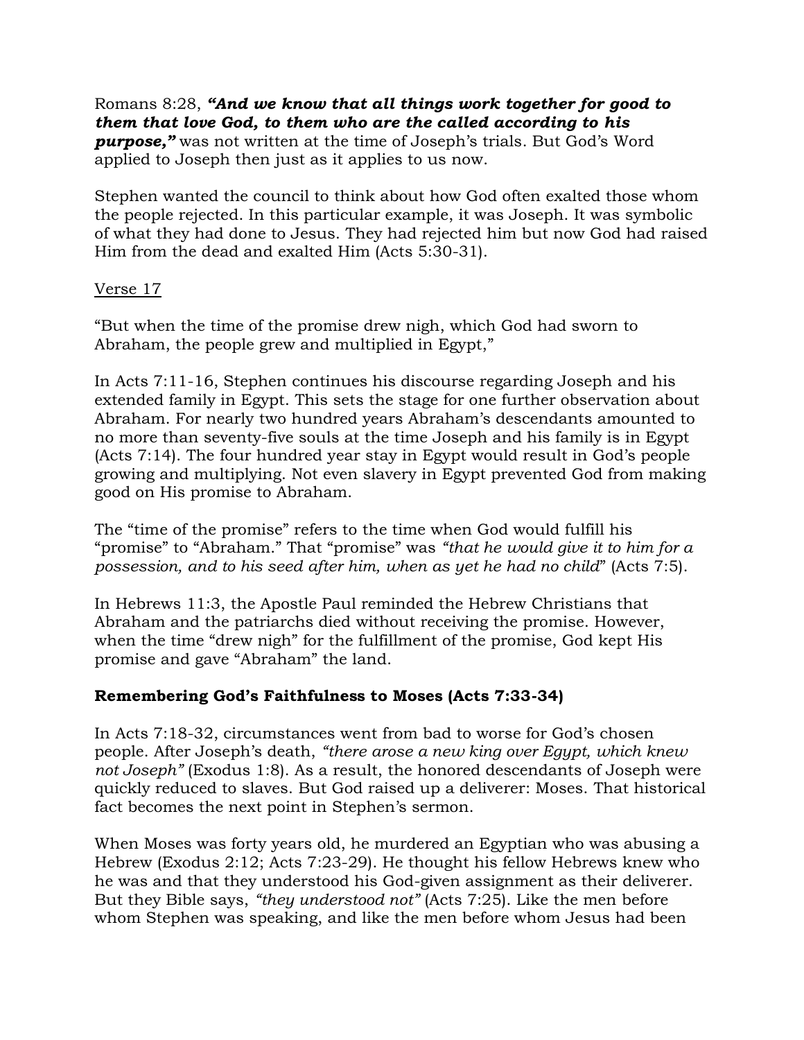Romans 8:28, ***"And we know that all things work together for good to them that love God, to them who are the called according to his purpose,"*** was not written at the time of Joseph's trials. But God's Word applied to Joseph then just as it applies to us now.

Stephen wanted the council to think about how God often exalted those whom the people rejected. In this particular example, it was Joseph. It was symbolic of what they had done to Jesus. They had rejected him but now God had raised Him from the dead and exalted Him (Acts 5:30-31).

<u>Verse 17</u>

"But when the time of the promise drew nigh, which God had sworn to Abraham, the people grew and multiplied in Egypt,"

In Acts 7:11-16, Stephen continues his discourse regarding Joseph and his extended family in Egypt. This sets the stage for one further observation about Abraham. For nearly two hundred years Abraham's descendants amounted to no more than seventy-five souls at the time Joseph and his family is in Egypt (Acts 7:14). The four hundred year stay in Egypt would result in God's people growing and multiplying. Not even slavery in Egypt prevented God from making good on His promise to Abraham.

The "time of the promise" refers to the time when God would fulfill his "promise" to "Abraham." That "promise" was *"that he would give it to him for a possession, and to his seed after him, when as yet he had no child*" (Acts 7:5).

In Hebrews 11:3, the Apostle Paul reminded the Hebrew Christians that Abraham and the patriarchs died without receiving the promise. However, when the time "drew nigh" for the fulfillment of the promise, God kept His promise and gave "Abraham" the land.

**Remembering God's Faithfulness to Moses (Acts 7:33-34)**

In Acts 7:18-32, circumstances went from bad to worse for God's chosen people. After Joseph's death, *"there arose a new king over Egypt, which knew not Joseph"* (Exodus 1:8). As a result, the honored descendants of Joseph were quickly reduced to slaves. But God raised up a deliverer: Moses. That historical fact becomes the next point in Stephen's sermon.

When Moses was forty years old, he murdered an Egyptian who was abusing a Hebrew (Exodus 2:12; Acts 7:23-29). He thought his fellow Hebrews knew who he was and that they understood his God-given assignment as their deliverer. But they Bible says, *"they understood not"* (Acts 7:25). Like the men before whom Stephen was speaking, and like the men before whom Jesus had been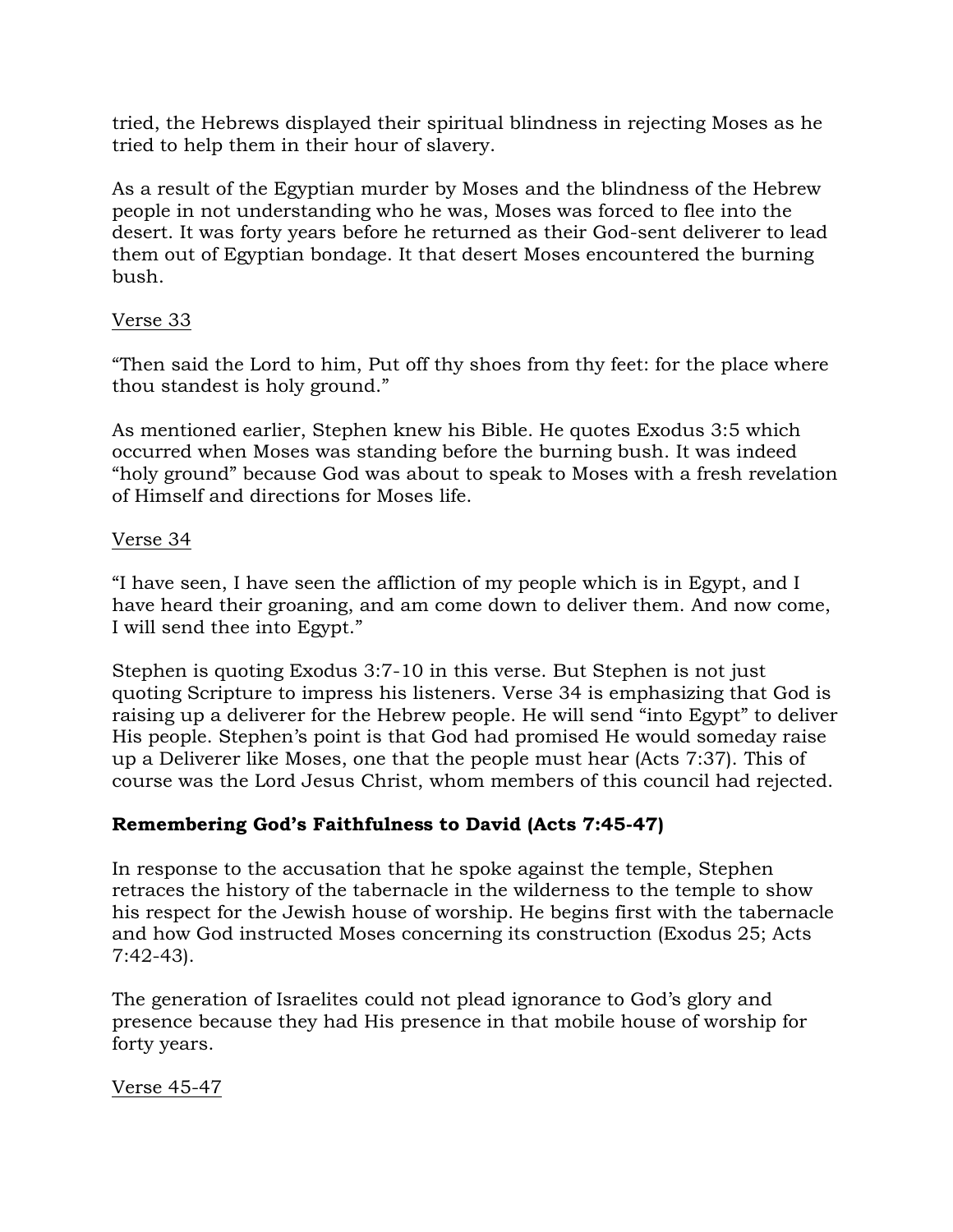tried, the Hebrews displayed their spiritual blindness in rejecting Moses as he tried to help them in their hour of slavery.

As a result of the Egyptian murder by Moses and the blindness of the Hebrew people in not understanding who he was, Moses was forced to flee into the desert. It was forty years before he returned as their God-sent deliverer to lead them out of Egyptian bondage. It that desert Moses encountered the burning bush.

<u>Verse 33</u>

"Then said the Lord to him, Put off thy shoes from thy feet: for the place where thou standest is holy ground."

As mentioned earlier, Stephen knew his Bible. He quotes Exodus 3:5 which occurred when Moses was standing before the burning bush. It was indeed "holy ground" because God was about to speak to Moses with a fresh revelation of Himself and directions for Moses life.

<u>Verse 34</u>

"I have seen, I have seen the affliction of my people which is in Egypt, and I have heard their groaning, and am come down to deliver them. And now come, I will send thee into Egypt."

Stephen is quoting Exodus 3:7-10 in this verse. But Stephen is not just quoting Scripture to impress his listeners. Verse 34 is emphasizing that God is raising up a deliverer for the Hebrew people. He will send "into Egypt" to deliver His people. Stephen's point is that God had promised He would someday raise up a Deliverer like Moses, one that the people must hear (Acts 7:37). This of course was the Lord Jesus Christ, whom members of this council had rejected.

**Remembering God's Faithfulness to David (Acts 7:45-47)**

In response to the accusation that he spoke against the temple, Stephen retraces the history of the tabernacle in the wilderness to the temple to show his respect for the Jewish house of worship. He begins first with the tabernacle and how God instructed Moses concerning its construction (Exodus 25; Acts 7:42-43).

The generation of Israelites could not plead ignorance to God's glory and presence because they had His presence in that mobile house of worship for forty years.

<u>Verse 45-47</u>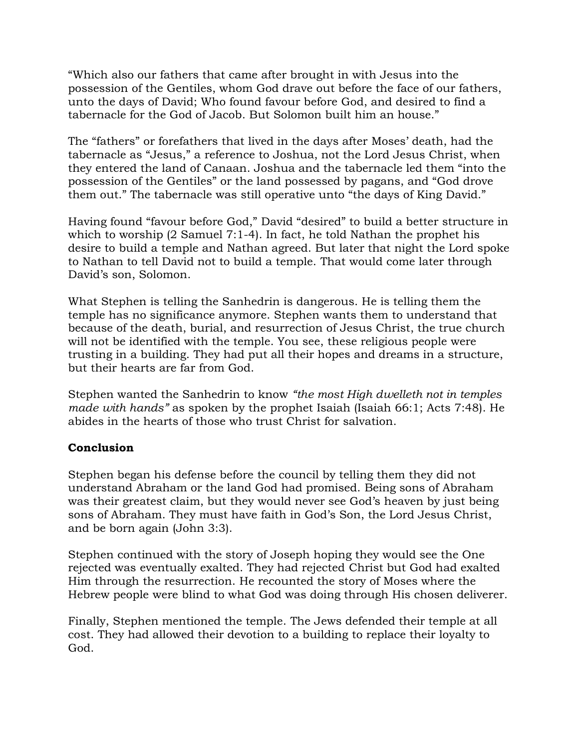"Which also our fathers that came after brought in with Jesus into the possession of the Gentiles, whom God drave out before the face of our fathers, unto the days of David; Who found favour before God, and desired to find a tabernacle for the God of Jacob. But Solomon built him an house."

The "fathers" or forefathers that lived in the days after Moses' death, had the tabernacle as "Jesus," a reference to Joshua, not the Lord Jesus Christ, when they entered the land of Canaan. Joshua and the tabernacle led them "into the possession of the Gentiles" or the land possessed by pagans, and "God drove them out." The tabernacle was still operative unto "the days of King David."

Having found "favour before God," David "desired" to build a better structure in which to worship (2 Samuel 7:1-4). In fact, he told Nathan the prophet his desire to build a temple and Nathan agreed. But later that night the Lord spoke to Nathan to tell David not to build a temple. That would come later through David's son, Solomon.

What Stephen is telling the Sanhedrin is dangerous. He is telling them the temple has no significance anymore. Stephen wants them to understand that because of the death, burial, and resurrection of Jesus Christ, the true church will not be identified with the temple. You see, these religious people were trusting in a building. They had put all their hopes and dreams in a structure, but their hearts are far from God.

Stephen wanted the Sanhedrin to know *"the most High dwelleth not in temples made with hands"* as spoken by the prophet Isaiah (Isaiah 66:1; Acts 7:48). He abides in the hearts of those who trust Christ for salvation.

**Conclusion**

Stephen began his defense before the council by telling them they did not understand Abraham or the land God had promised. Being sons of Abraham was their greatest claim, but they would never see God's heaven by just being sons of Abraham. They must have faith in God's Son, the Lord Jesus Christ, and be born again (John 3:3).

Stephen continued with the story of Joseph hoping they would see the One rejected was eventually exalted. They had rejected Christ but God had exalted Him through the resurrection. He recounted the story of Moses where the Hebrew people were blind to what God was doing through His chosen deliverer.

Finally, Stephen mentioned the temple. The Jews defended their temple at all cost. They had allowed their devotion to a building to replace their loyalty to God.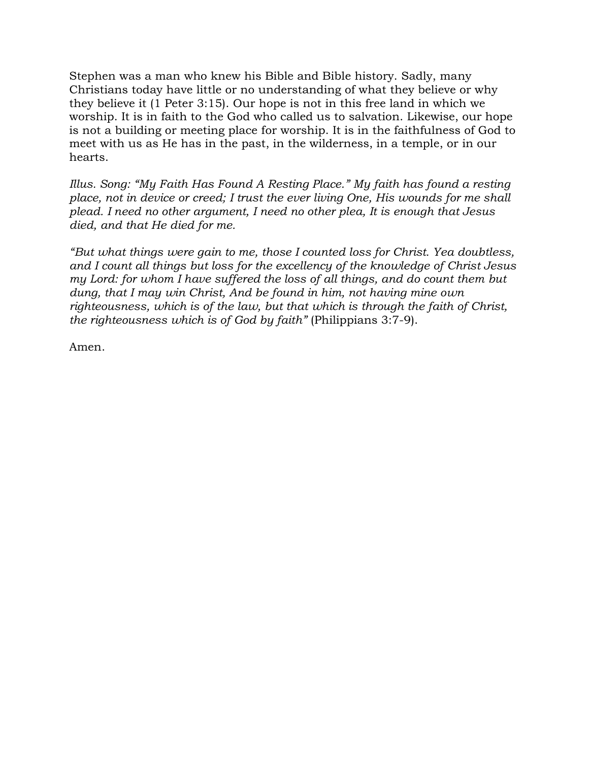Stephen was a man who knew his Bible and Bible history. Sadly, many Christians today have little or no understanding of what they believe or why they believe it (1 Peter 3:15). Our hope is not in this free land in which we worship. It is in faith to the God who called us to salvation. Likewise, our hope is not a building or meeting place for worship. It is in the faithfulness of God to meet with us as He has in the past, in the wilderness, in a temple, or in our hearts.

*Illus. Song: "My Faith Has Found A Resting Place." My faith has found a resting place, not in device or creed; I trust the ever living One, His wounds for me shall plead. I need no other argument, I need no other plea, It is enough that Jesus died, and that He died for me.*

*"But what things were gain to me, those I counted loss for Christ. Yea doubtless, and I count all things but loss for the excellency of the knowledge of Christ Jesus my Lord: for whom I have suffered the loss of all things, and do count them but dung, that I may win Christ, And be found in him, not having mine own righteousness, which is of the law, but that which is through the faith of Christ, the righteousness which is of God by faith"* (Philippians 3:7-9).

Amen.